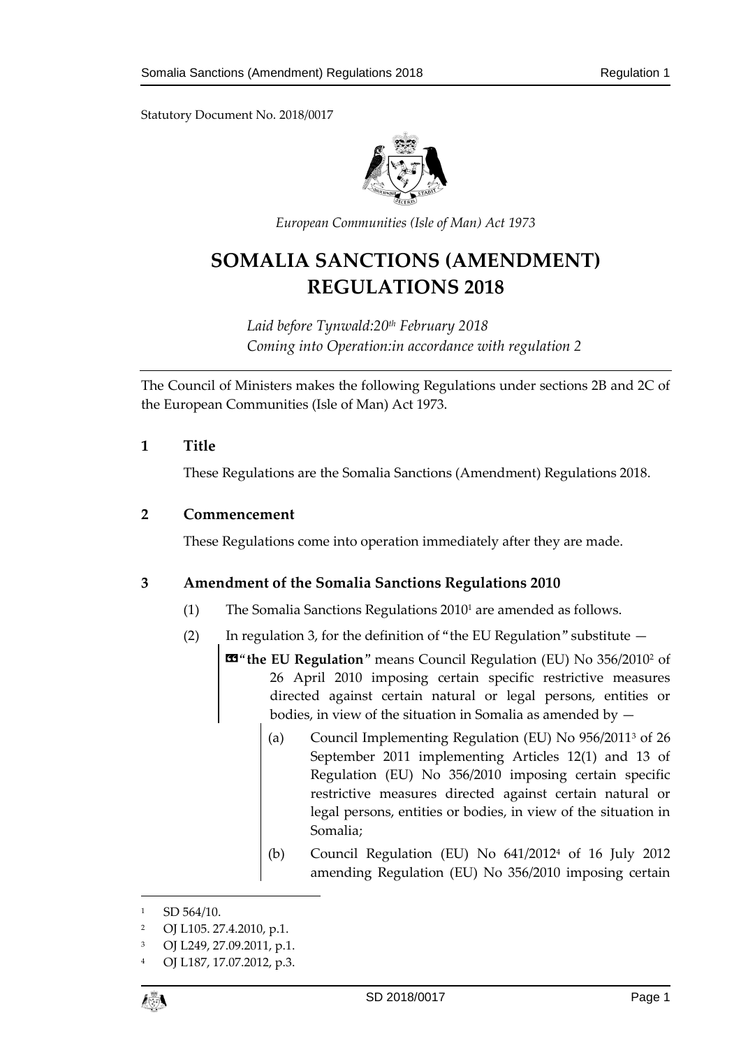Statutory Document No. 2018/0017

*European Communities (Isle of Man) Act 1973*

# SOMALIA SANCTIONS (AMENDMENT) REGULATIONS 2018

*Laid before Tynwald:20th February 2018*
*Coming into Operation:in accordance with regulation 2*

The Council of Ministers makes the following Regulations under sections 2B and 2C of the European Communities (Isle of Man) Act 1973.

## 1 Title

These Regulations are the Somalia Sanctions (Amendment) Regulations 2018.

## 2 Commencement

These Regulations come into operation immediately after they are made.

## 3 Amendment of the Somalia Sanctions Regulations 2010

(1) The Somalia Sanctions Regulations 2010[1] are amended as follows.

(2) In regulation 3, for the definition of "the EU Regulation" substitute —

> "**the EU Regulation**" means Council Regulation (EU) No 356/2010[2] of 26 April 2010 imposing certain specific restrictive measures directed against certain natural or legal persons, entities or bodies, in view of the situation in Somalia as amended by —
>
> (a) Council Implementing Regulation (EU) No 956/2011[3] of 26 September 2011 implementing Articles 12(1) and 13 of Regulation (EU) No 356/2010 imposing certain specific restrictive measures directed against certain natural or legal persons, entities or bodies, in view of the situation in Somalia;
>
> (b) Council Regulation (EU) No 641/2012[4] of 16 July 2012 amending Regulation (EU) No 356/2010 imposing certain

---

[1] SD 564/10.

[2] OJ L105. 27.4.2010, p.1.

[3] OJ L249, 27.09.2011, p.1.

[4] OJ L187, 17.07.2012, p.3.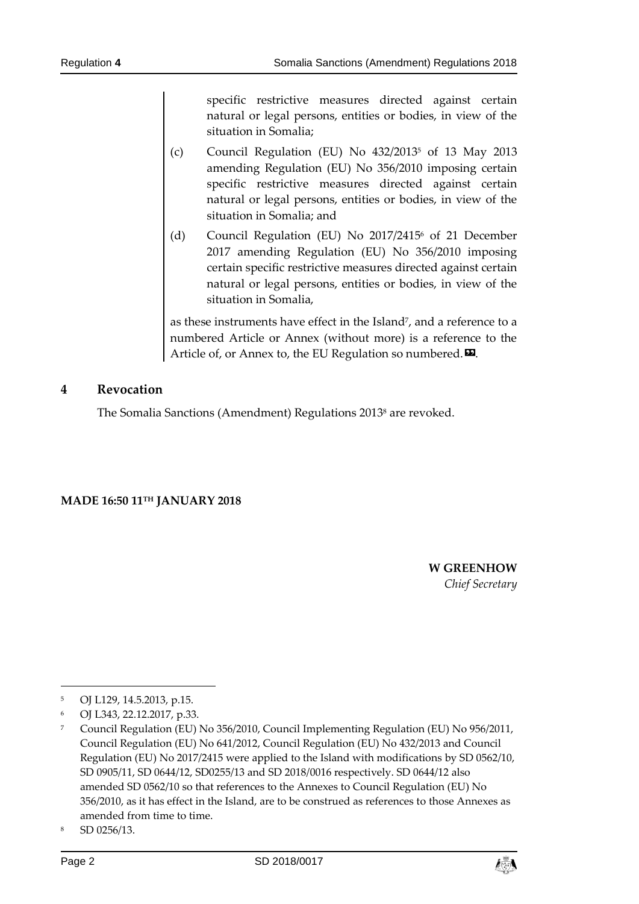specific restrictive measures directed against certain natural or legal persons, entities or bodies, in view of the situation in Somalia;

(c) Council Regulation (EU) No 432/2013[5] of 13 May 2013 amending Regulation (EU) No 356/2010 imposing certain specific restrictive measures directed against certain natural or legal persons, entities or bodies, in view of the situation in Somalia; and

(d) Council Regulation (EU) No 2017/2415[6] of 21 December 2017 amending Regulation (EU) No 356/2010 imposing certain specific restrictive measures directed against certain natural or legal persons, entities or bodies, in view of the situation in Somalia,

as these instruments have effect in the Island[7], and a reference to a numbered Article or Annex (without more) is a reference to the Article of, or Annex to, the EU Regulation so numbered.».

## 4 Revocation

The Somalia Sanctions (Amendment) Regulations 2013[8] are revoked.

**MADE 16:50 11TH JANUARY 2018**

**W GREENHOW**
*Chief Secretary*

---

[5] OJ L129, 14.5.2013, p.15.

[6] OJ L343, 22.12.2017, p.33.

[7] Council Regulation (EU) No 356/2010, Council Implementing Regulation (EU) No 956/2011, Council Regulation (EU) No 641/2012, Council Regulation (EU) No 432/2013 and Council Regulation (EU) No 2017/2415 were applied to the Island with modifications by SD 0562/10, SD 0905/11, SD 0644/12, SD0255/13 and SD 2018/0016 respectively. SD 0644/12 also amended SD 0562/10 so that references to the Annexes to Council Regulation (EU) No 356/2010, as it has effect in the Island, are to be construed as references to those Annexes as amended from time to time.

[8] SD 0256/13.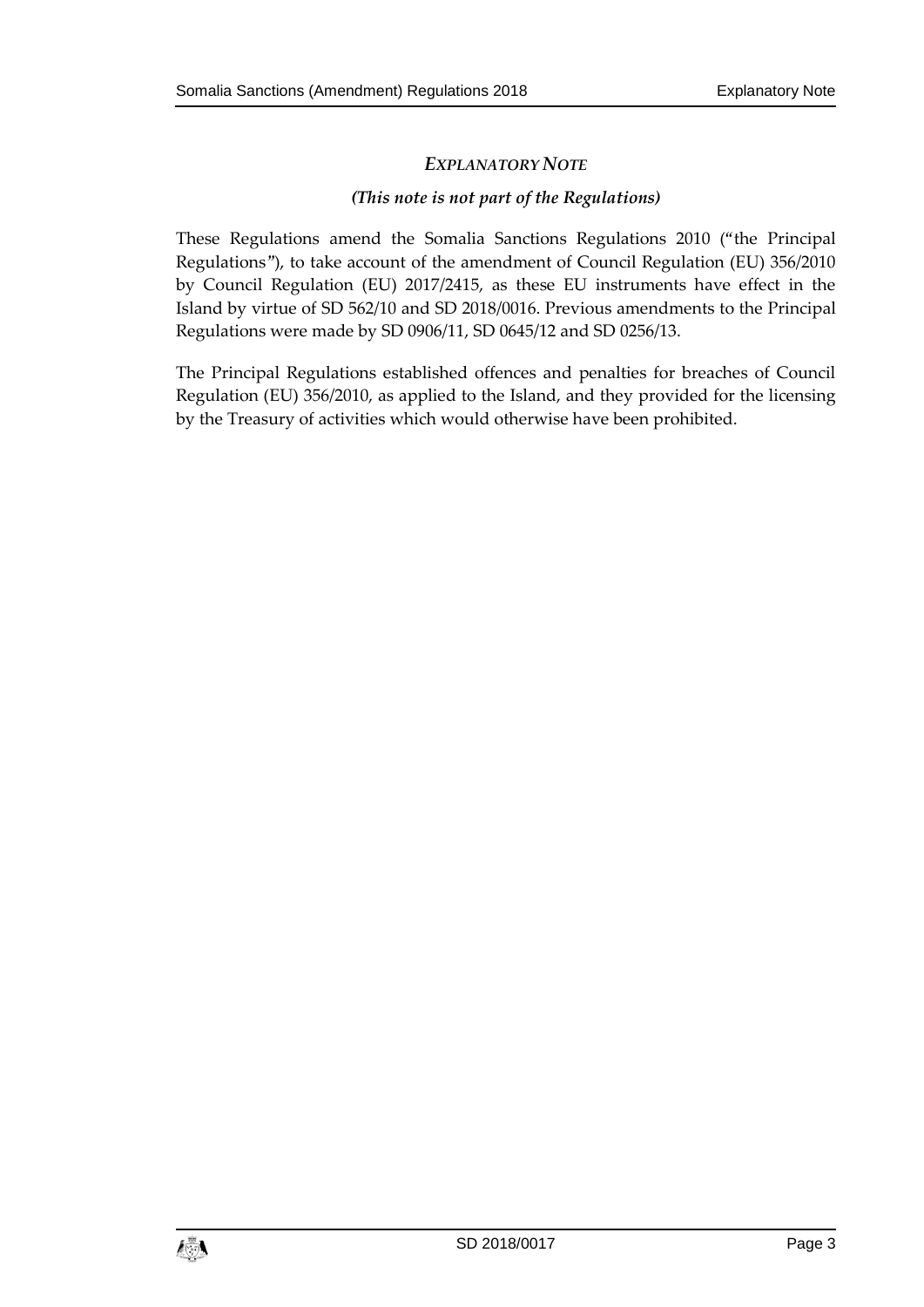## *EXPLANATORY NOTE*

### *(This note is not part of the Regulations)*

These Regulations amend the Somalia Sanctions Regulations 2010 ("the Principal Regulations"), to take account of the amendment of Council Regulation (EU) 356/2010 by Council Regulation (EU) 2017/2415, as these EU instruments have effect in the Island by virtue of SD 562/10 and SD 2018/0016. Previous amendments to the Principal Regulations were made by SD 0906/11, SD 0645/12 and SD 0256/13.

The Principal Regulations established offences and penalties for breaches of Council Regulation (EU) 356/2010, as applied to the Island, and they provided for the licensing by the Treasury of activities which would otherwise have been prohibited.